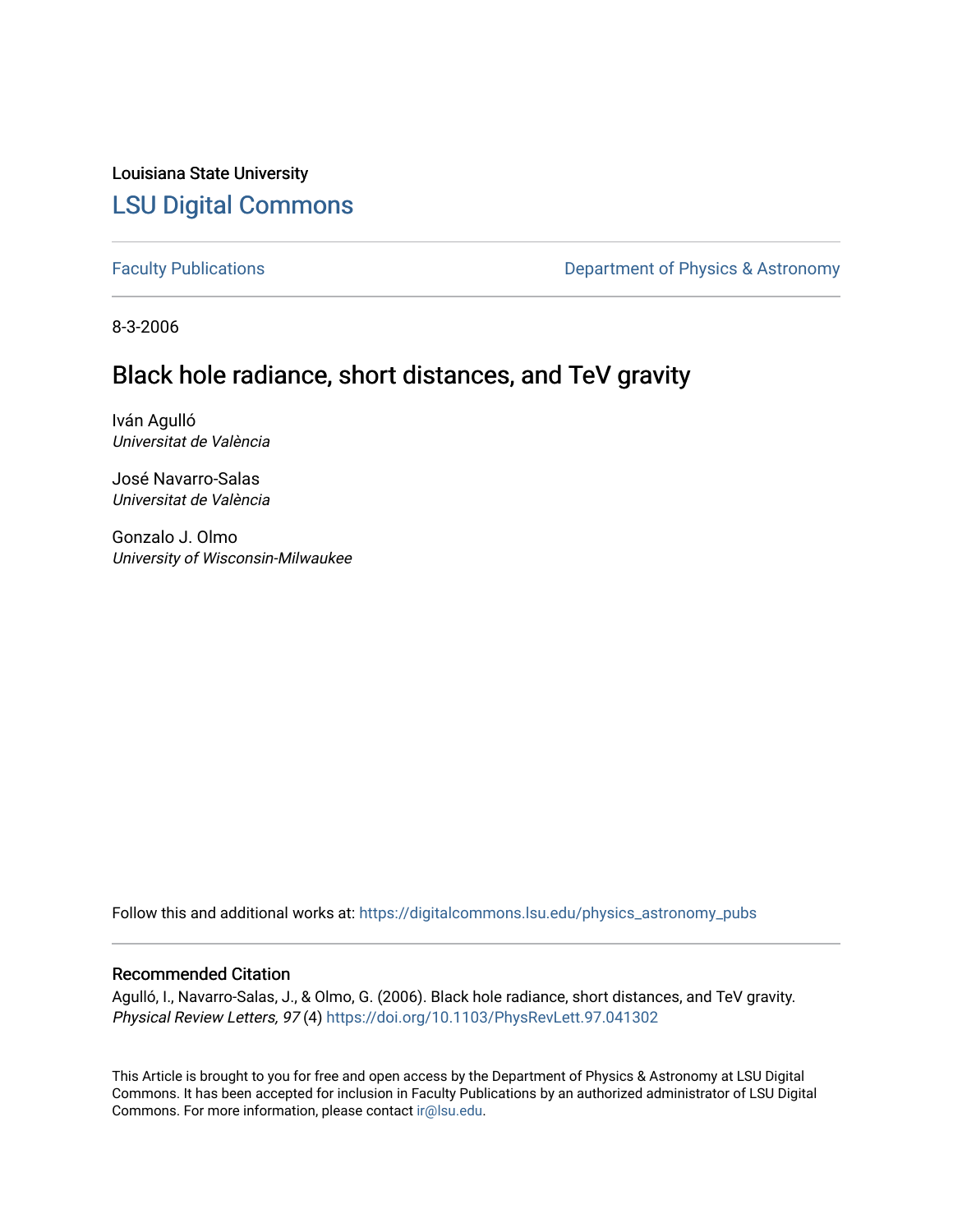Louisiana State University

## LSU Digital Commons

Faculty Publications

Department of Physics & Astronomy

8-3-2006

# Black hole radiance, short distances, and TeV gravity

Iván Agulló
*Universitat de València*

José Navarro-Salas
*Universitat de València*

Gonzalo J. Olmo
*University of Wisconsin-Milwaukee*

Follow this and additional works at: https://digitalcommons.lsu.edu/physics_astronomy_pubs

### Recommended Citation

Agulló, I., Navarro-Salas, J., & Olmo, G. (2006). Black hole radiance, short distances, and TeV gravity. *Physical Review Letters, 97* (4) https://doi.org/10.1103/PhysRevLett.97.041302

This Article is brought to you for free and open access by the Department of Physics & Astronomy at LSU Digital Commons. It has been accepted for inclusion in Faculty Publications by an authorized administrator of LSU Digital Commons. For more information, please contact ir@lsu.edu.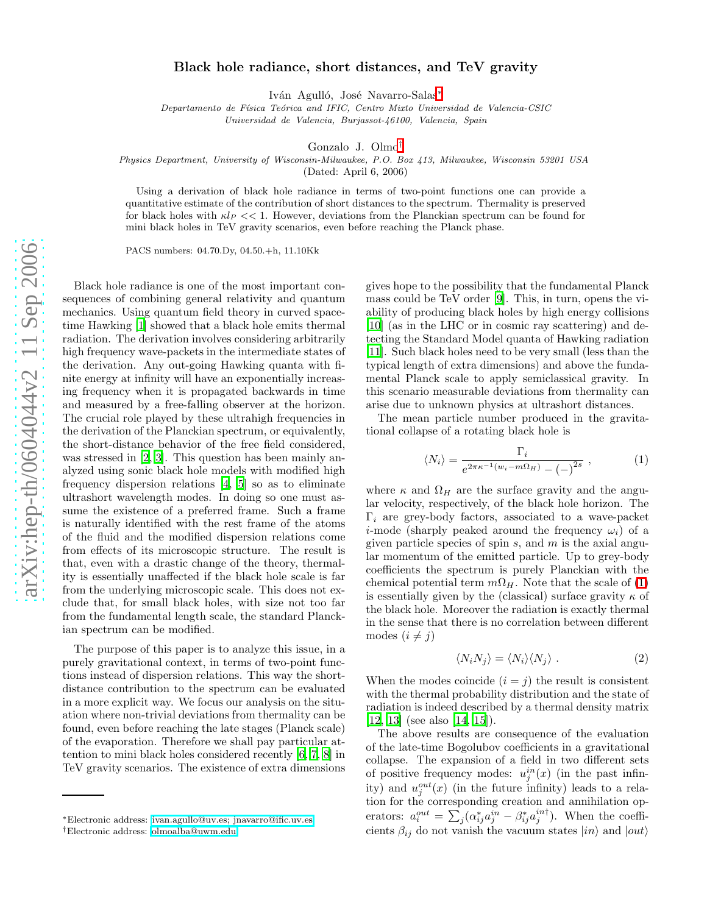# Black hole radiance, short distances, and TeV gravity

Iván Agulló, José Navarro-Salas[*]

*Departamento de Física Teórica and IFIC, Centro Mixto Universidad de Valencia-CSIC*
*Universidad de Valencia, Burjassot-46100, Valencia, Spain*

Gonzalo J. Olmo[†]

*Physics Department, University of Wisconsin-Milwaukee, P.O. Box 413, Milwaukee, Wisconsin 53201 USA*

(Dated: April 6, 2006)

Using a derivation of black hole radiance in terms of two-point functions one can provide a quantitative estimate of the contribution of short distances to the spectrum. Thermality is preserved for black holes with $\kappa l_P << 1$. However, deviations from the Planckian spectrum can be found for mini black holes in TeV gravity scenarios, even before reaching the Planck phase.

PACS numbers: 04.70.Dy, 04.50.+h, 11.10Kk

Black hole radiance is one of the most important consequences of combining general relativity and quantum mechanics. Using quantum field theory in curved spacetime Hawking [1] showed that a black hole emits thermal radiation. The derivation involves considering arbitrarily high frequency wave-packets in the intermediate states of the derivation. Any out-going Hawking quanta with finite energy at infinity will have an exponentially increasing frequency when it is propagated backwards in time and measured by a free-falling observer at the horizon. The crucial role played by these ultrahigh frequencies in the derivation of the Planckian spectrum, or equivalently, the short-distance behavior of the free field considered, was stressed in [2, 3]. This question has been mainly analyzed using sonic black hole models with modified high frequency dispersion relations [4, 5] so as to eliminate ultrashort wavelength modes. In doing so one must assume the existence of a preferred frame. Such a frame is naturally identified with the rest frame of the atoms of the fluid and the modified dispersion relations come from effects of its microscopic structure. The result is that, even with a drastic change of the theory, thermality is essentially unaffected if the black hole scale is far from the underlying microscopic scale. This does not exclude that, for small black holes, with size not too far from the fundamental length scale, the standard Planckian spectrum can be modified.

The purpose of this paper is to analyze this issue, in a purely gravitational context, in terms of two-point functions instead of dispersion relations. This way the short-distance contribution to the spectrum can be evaluated in a more explicit way. We focus our analysis on the situation where non-trivial deviations from thermality can be found, even before reaching the late stages (Planck scale) of the evaporation. Therefore we shall pay particular attention to mini black holes considered recently [6, 7, 8] in TeV gravity scenarios. The existence of extra dimensions gives hope to the possibility that the fundamental Planck mass could be TeV order [9]. This, in turn, opens the viability of producing black holes by high energy collisions [10] (as in the LHC or in cosmic ray scattering) and detecting the Standard Model quanta of Hawking radiation [11]. Such black holes need to be very small (less than the typical length of extra dimensions) and above the fundamental Planck scale to apply semiclassical gravity. In this scenario measurable deviations from thermality can arise due to unknown physics at ultrashort distances.

The mean particle number produced in the gravitational collapse of a rotating black hole is

$$\langle N_i \rangle = \frac{\Gamma_i}{e^{2\pi\kappa^{-1}(w_i - m\Omega_H)} - (-)^{2s}} \; , \tag{1}$$

where $\kappa$ and $\Omega_H$ are the surface gravity and the angular velocity, respectively, of the black hole horizon. The $\Gamma_i$ are grey-body factors, associated to a wave-packet $i$-mode (sharply peaked around the frequency $\omega_i$) of a given particle species of spin $s$, and $m$ is the axial angular momentum of the emitted particle. Up to grey-body coefficients the spectrum is purely Planckian with the chemical potential term $m\Omega_H$. Note that the scale of (1) is essentially given by the (classical) surface gravity $\kappa$ of the black hole. Moreover the radiation is exactly thermal in the sense that there is no correlation between different modes ($i \neq j$)

$$\langle N_i N_j \rangle = \langle N_i \rangle \langle N_j \rangle \; . \tag{2}$$

When the modes coincide ($i = j$) the result is consistent with the thermal probability distribution and the state of radiation is indeed described by a thermal density matrix [12, 13] (see also [14, 15]).

The above results are consequence of the evaluation of the late-time Bogolubov coefficients in a gravitational collapse. The expansion of a field in two different sets of positive frequency modes: $u_j^{in}(x)$ (in the past infinity) and $u_j^{out}(x)$ (in the future infinity) leads to a relation for the corresponding creation and annihilation operators: $a_i^{out} = \sum_j (\alpha_{ij}^* a_j^{in} - \beta_{ij}^* a_j^{in\dagger})$. When the coefficients $\beta_{ij}$ do not vanish the vacuum states $|in\rangle$ and $|out\rangle$

[*] Electronic address: ivan.agullo@uv.es; jnavarro@ific.uv.es

[†] Electronic address: olmoalba@uwm.edu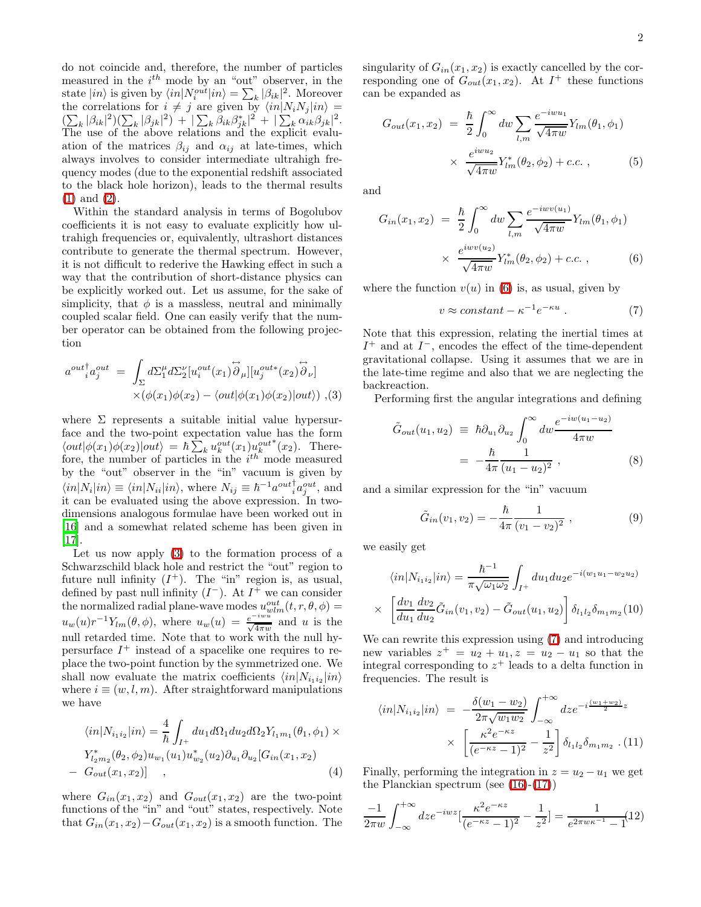do not coincide and, therefore, the number of particles measured in the $i^{th}$ mode by an "out" observer, in the state $|in\rangle$ is given by $\langle in|N_i^{out}|in\rangle = \sum_k |\beta_{ik}|^2$. Moreover the correlations for $i \neq j$ are given by $\langle in|N_i N_j|in\rangle = (\sum_k |\beta_{ik}|^2)(\sum_k |\beta_{jk}|^2) + |\sum_k \beta_{ik}\beta_{jk}^*|^2 + |\sum_k \alpha_{ik}\beta_{jk}|^2$. The use of the above relations and the explicit evaluation of the matrices $\beta_{ij}$ and $\alpha_{ij}$ at late-times, which always involves to consider intermediate ultrahigh frequency modes (due to the exponential redshift associated to the black hole horizon), leads to the thermal results (1) and (2).

Within the standard analysis in terms of Bogolubov coefficients it is not easy to evaluate explicitly how ultrahigh frequencies or, equivalently, ultrashort distances contribute to generate the thermal spectrum. However, it is not difficult to rederive the Hawking effect in such a way that the contribution of short-distance physics can be explicitly worked out. Let us assume, for the sake of simplicity, that $\phi$ is a massless, neutral and minimally coupled scalar field. One can easily verify that the number operator can be obtained from the following projection

$$a^{out\dagger}_i a^{out}_j = \int_\Sigma d\Sigma_1^\mu d\Sigma_2^\nu [u_i^{out}(x_1)\overleftrightarrow{\partial}_\mu][u_j^{out*}(x_2)\overleftrightarrow{\partial}_\nu] \times(\phi(x_1)\phi(x_2) - \langle out|\phi(x_1)\phi(x_2)|out\rangle) \ ,(3)$$

where $\Sigma$ represents a suitable initial value hypersurface and the two-point expectation value has the form $\langle out|\phi(x_1)\phi(x_2)|out\rangle = \hbar\sum_k u_k^{out}(x_1)u_k^{out*}(x_2)$. Therefore, the number of particles in the $i^{th}$ mode measured by the "out" observer in the "in" vacuum is given by $\langle in|N_i|in\rangle \equiv \langle in|N_{ii}|in\rangle$, where $N_{ij} \equiv \hbar^{-1}a^{out\dagger}_i a^{out}_j$, and it can be evaluated using the above expression. In two-dimensions analogous formulae have been worked out in [16] and a somewhat related scheme has been given in [17].

Let us now apply (3) to the formation process of a Schwarzschild black hole and restrict the "out" region to future null infinity ($I^+$). The "in" region is, as usual, defined by past null infinity ($I^-$). At $I^+$ we can consider the normalized radial plane-wave modes $u^{out}_{wlm}(t,r,\theta,\phi) = u_w(u)r^{-1}Y_{lm}(\theta,\phi)$, where $u_w(u) = \frac{e^{-iwu}}{\sqrt{4\pi w}}$ and $u$ is the null retarded time. Note that to work with the null hypersurface $I^+$ instead of a spacelike one requires to replace the two-point function by the symmetrized one. We shall now evaluate the matrix coefficients $\langle in|N_{i_1 i_2}|in\rangle$ where $i \equiv (w,l,m)$. After straightforward manipulations we have

$$\begin{aligned}\langle in|N_{i_1 i_2}|in\rangle = \frac{4}{\hbar}\int_{I^+} du_1 d\Omega_1 du_2 d\Omega_2 Y_{l_1 m_1}(\theta_1,\phi_1) \times \\ Y^*_{l_2 m_2}(\theta_2,\phi_2)u_{w_1}(u_1)u^*_{w_2}(u_2)\partial_{u_1}\partial_{u_2}[G_{in}(x_1,x_2) \\ - \ G_{out}(x_1,x_2)] \quad ,\end{aligned} \qquad (4)$$

where $G_{in}(x_1,x_2)$ and $G_{out}(x_1,x_2)$ are the two-point functions of the "in" and "out" states, respectively. Note that $G_{in}(x_1,x_2) - G_{out}(x_1,x_2)$ is a smooth function. The singularity of $G_{in}(x_1,x_2)$ is exactly cancelled by the corresponding one of $G_{out}(x_1,x_2)$. At $I^+$ these functions can be expanded as

$$\begin{aligned}G_{out}(x_1,x_2) &= \frac{\hbar}{2}\int_0^\infty dw \sum_{l,m}\frac{e^{-iwu_1}}{\sqrt{4\pi w}}Y_{lm}(\theta_1,\phi_1) \\ &\times \frac{e^{iwu_2}}{\sqrt{4\pi w}}Y^*_{lm}(\theta_2,\phi_2) + c.c. \ ,\end{aligned} \qquad (5)$$

and

$$\begin{aligned}G_{in}(x_1,x_2) &= \frac{\hbar}{2}\int_0^\infty dw \sum_{l,m}\frac{e^{-iwv(u_1)}}{\sqrt{4\pi w}}Y_{lm}(\theta_1,\phi_1) \\ &\times \frac{e^{iwv(u_2)}}{\sqrt{4\pi w}}Y^*_{lm}(\theta_2,\phi_2) + c.c. \ ,\end{aligned} \qquad (6)$$

where the function $v(u)$ in (6) is, as usual, given by

$$v \approx constant - \kappa^{-1}e^{-\kappa u} \ . \qquad (7)$$

Note that this expression, relating the inertial times at $I^+$ and at $I^-$, encodes the effect of the time-dependent gravitational collapse. Using it assumes that we are in the late-time regime and also that we are neglecting the backreaction.

Performing first the angular integrations and defining

$$\begin{aligned}\tilde{G}_{out}(u_1,u_2) &\equiv \hbar\partial_{u_1}\partial_{u_2}\int_0^\infty dw\frac{e^{-iw(u_1-u_2)}}{4\pi w} \\ &= -\frac{\hbar}{4\pi}\frac{1}{(u_1-u_2)^2} \ ,\end{aligned} \qquad (8)$$

and a similar expression for the "in" vacuum

$$\tilde{G}_{in}(v_1,v_2) = -\frac{\hbar}{4\pi}\frac{1}{(v_1-v_2)^2} \ , \qquad (9)$$

we easily get

$$\begin{aligned}\langle in|N_{i_1 i_2}|in\rangle = \frac{\hbar^{-1}}{\pi\sqrt{\omega_1\omega_2}}\int_{I^+} du_1 du_2 e^{-i(w_1u_1 - w_2u_2)} \\ \times \left[\frac{dv_1}{du_1}\frac{dv_2}{du_2}\tilde{G}_{in}(v_1,v_2) - \tilde{G}_{out}(u_1,u_2)\right]\delta_{l_1 l_2}\delta_{m_1 m_2}\end{aligned} \qquad (10)$$

We can rewrite this expression using (7) and introducing new variables $z^+ = u_2 + u_1, z = u_2 - u_1$ so that the integral corresponding to $z^+$ leads to a delta function in frequencies. The result is

$$\begin{aligned}\langle in|N_{i_1 i_2}|in\rangle &= -\frac{\delta(w_1-w_2)}{2\pi\sqrt{w_1w_2}}\int_{-\infty}^{+\infty} dz e^{-i\frac{(w_1+w_2)}{2}z} \\ &\times \left[\frac{\kappa^2 e^{-\kappa z}}{(e^{-\kappa z}-1)^2} - \frac{1}{z^2}\right]\delta_{l_1 l_2}\delta_{m_1 m_2} \ .\end{aligned} \qquad (11)$$

Finally, performing the integration in $z = u_2 - u_1$ we get the Planckian spectrum (see (16)-(17))

$$\frac{-1}{2\pi w}\int_{-\infty}^{+\infty} dz e^{-iwz}\left[\frac{\kappa^2 e^{-\kappa z}}{(e^{-\kappa z}-1)^2} - \frac{1}{z^2}\right] = \frac{1}{e^{2\pi w\kappa^{-1}}-1} \qquad (12)$$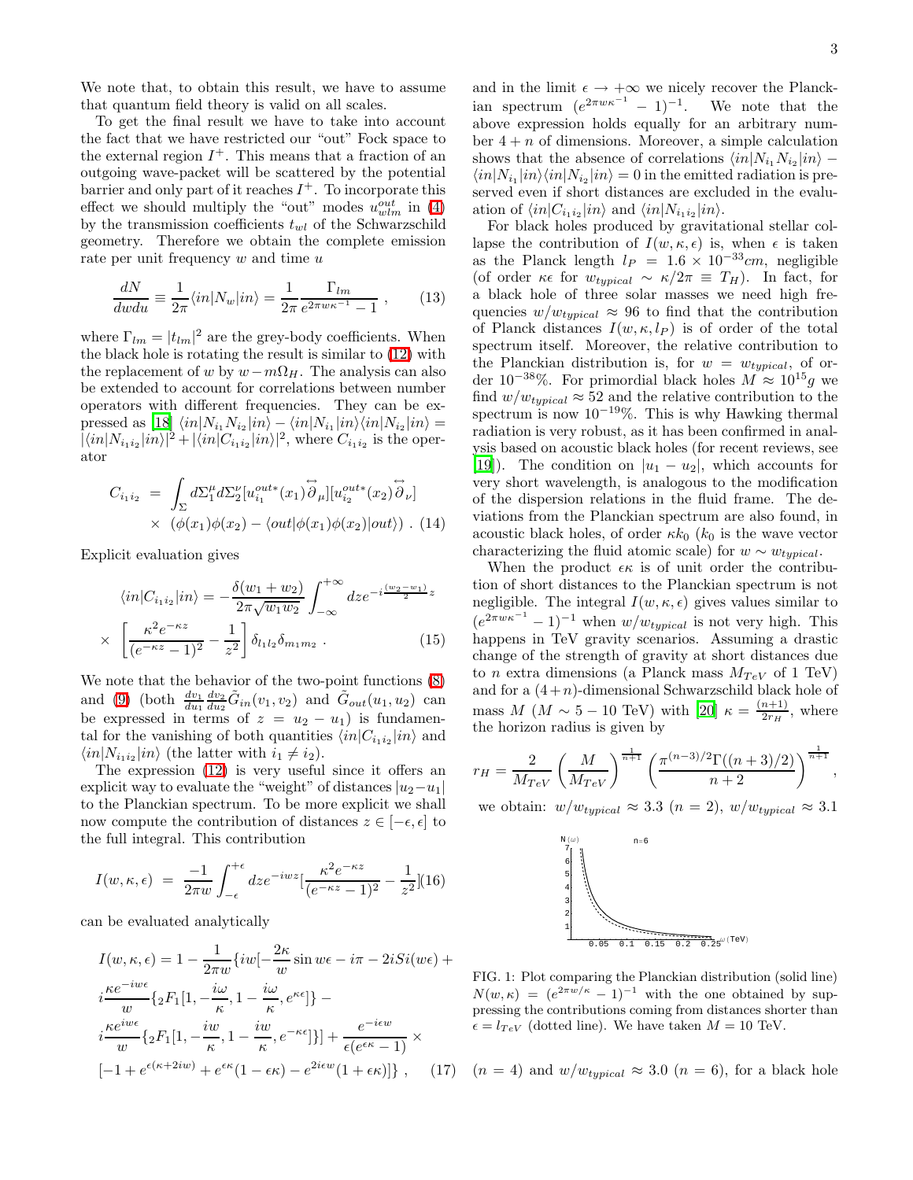We note that, to obtain this result, we have to assume that quantum field theory is valid on all scales.

To get the final result we have to take into account the fact that we have restricted our "out" Fock space to the external region $I^+$. This means that a fraction of an outgoing wave-packet will be scattered by the potential barrier and only part of it reaches $I^+$. To incorporate this effect we should multiply the "out" modes $u^{out}_{wlm}$ in (4) by the transmission coefficients $t_{wl}$ of the Schwarzschild geometry. Therefore we obtain the complete emission rate per unit frequency $w$ and time $u$

$$\frac{dN}{dwdu} \equiv \frac{1}{2\pi}\langle in|N_w|in\rangle = \frac{1}{2\pi}\frac{\Gamma_{lm}}{e^{2\pi w\kappa^{-1}}-1} , \qquad (13)$$

where $\Gamma_{lm} = |t_{lm}|^2$ are the grey-body coefficients. When the black hole is rotating the result is similar to (12) with the replacement of $w$ by $w - m\Omega_H$. The analysis can also be extended to account for correlations between number operators with different frequencies. They can be expressed as [18] $\langle in|N_{i_1}N_{i_2}|in\rangle - \langle in|N_{i_1}|in\rangle\langle in|N_{i_2}|in\rangle = |\langle in|N_{i_1 i_2}|in\rangle|^2 + |\langle in|C_{i_1 i_2}|in\rangle|^2$, where $C_{i_1 i_2}$ is the operator

$$C_{i_1 i_2} = \int_\Sigma d\Sigma_1^\mu d\Sigma_2^\nu [u^{out*}_{i_1}(x_1)\overleftrightarrow{\partial}_\mu][u^{out*}_{i_2}(x_2)\overleftrightarrow{\partial}_\nu] \times (\phi(x_1)\phi(x_2) - \langle out|\phi(x_1)\phi(x_2)|out\rangle) . \quad (14)$$

Explicit evaluation gives

$$\langle in|C_{i_1 i_2}|in\rangle = -\frac{\delta(w_1+w_2)}{2\pi\sqrt{w_1 w_2}}\int_{-\infty}^{+\infty} dz e^{-i\frac{(w_2-w_1)}{2}z} \times \left[\frac{\kappa^2 e^{-\kappa z}}{(e^{-\kappa z}-1)^2} - \frac{1}{z^2}\right]\delta_{l_1 l_2}\delta_{m_1 m_2} . \qquad (15)$$

We note that the behavior of the two-point functions (8) and (9) (both $\frac{dv_1}{du_1}\frac{dv_2}{du_2}\tilde{G}_{in}(v_1,v_2)$ and $\tilde{G}_{out}(u_1,u_2)$ can be expressed in terms of $z = u_2 - u_1$) is fundamental for the vanishing of both quantities $\langle in|C_{i_1 i_2}|in\rangle$ and $\langle in|N_{i_1 i_2}|in\rangle$ (the latter with $i_1 \neq i_2$).

The expression (12) is very useful since it offers an explicit way to evaluate the "weight" of distances $|u_2 - u_1|$ to the Planckian spectrum. To be more explicit we shall now compute the contribution of distances $z \in [-\epsilon, \epsilon]$ to the full integral. This contribution

$$I(w,\kappa,\epsilon) = \frac{-1}{2\pi w}\int_{-\epsilon}^{+\epsilon} dz e^{-iwz}\left[\frac{\kappa^2 e^{-\kappa z}}{(e^{-\kappa z}-1)^2} - \frac{1}{z^2}\right] \qquad (16)$$

can be evaluated analytically

$$I(w,\kappa,\epsilon) = 1 - \frac{1}{2\pi w}\{iw[-\frac{2\kappa}{w}\sin w\epsilon - i\pi - 2iSi(w\epsilon) + i\frac{\kappa e^{-iw\epsilon}}{w}\{{}_2F_1[1, -\frac{i\omega}{\kappa}, 1 - \frac{i\omega}{\kappa}, e^{\kappa\epsilon}]\} - i\frac{\kappa e^{iw\epsilon}}{w}\{{}_2F_1[1, -\frac{iw}{\kappa}, 1 - \frac{iw}{\kappa}, e^{-\kappa\epsilon}]\}] + \frac{e^{-i\epsilon w}}{\epsilon(e^{\epsilon\kappa}-1)} \times [-1 + e^{\epsilon(\kappa+2iw)} + e^{\epsilon\kappa}(1-\epsilon\kappa) - e^{2i\epsilon w}(1+\epsilon\kappa)]\} , \qquad (17)$$

and in the limit $\epsilon \to +\infty$ we nicely recover the Planckian spectrum $(e^{2\pi w\kappa^{-1}} - 1)^{-1}$. We note that the above expression holds equally for an arbitrary number $4 + n$ of dimensions. Moreover, a simple calculation shows that the absence of correlations $\langle in|N_{i_1}N_{i_2}|in\rangle - \langle in|N_{i_1}|in\rangle\langle in|N_{i_2}|in\rangle = 0$ in the emitted radiation is preserved even if short distances are excluded in the evaluation of $\langle in|C_{i_1 i_2}|in\rangle$ and $\langle in|N_{i_1 i_2}|in\rangle$.

For black holes produced by gravitational stellar collapse the contribution of $I(w,\kappa,\epsilon)$ is, when $\epsilon$ is taken as the Planck length $l_P = 1.6 \times 10^{-33} cm$, negligible (of order $\kappa\epsilon$ for $w_{typical} \sim \kappa/2\pi \equiv T_H$). In fact, for a black hole of three solar masses we need high frequencies $w/w_{typical} \approx 96$ to find that the contribution of Planck distances $I(w,\kappa,l_P)$ is of order of the total spectrum itself. Moreover, the relative contribution to the Planckian distribution is, for $w = w_{typical}$, of order $10^{-38}\%$. For primordial black holes $M \approx 10^{15} g$ we find $w/w_{typical} \approx 52$ and the relative contribution to the spectrum is now $10^{-19}\%$. This is why Hawking thermal radiation is very robust, as it has been confirmed in analysis based on acoustic black holes (for recent reviews, see [19]). The condition on $|u_1 - u_2|$, which accounts for very short wavelength, is analogous to the modification of the dispersion relations in the fluid frame. The deviations from the Planckian spectrum are also found, in acoustic black holes, of order $\kappa k_0$ ($k_0$ is the wave vector characterizing the fluid atomic scale) for $w \sim w_{typical}$.

When the product $\epsilon\kappa$ is of unit order the contribution of short distances to the Planckian spectrum is not negligible. The integral $I(w,\kappa,\epsilon)$ gives values similar to $(e^{2\pi w\kappa^{-1}} - 1)^{-1}$ when $w/w_{typical}$ is not very high. This happens in TeV gravity scenarios. Assuming a drastic change of the strength of gravity at short distances due to $n$ extra dimensions (a Planck mass $M_{TeV}$ of 1 TeV) and for a $(4+n)$-dimensional Schwarzschild black hole of mass $M$ ($M \sim 5 - 10$ TeV) with [20] $\kappa = \frac{(n+1)}{2r_H}$, where the horizon radius is given by

$$r_H = \frac{2}{M_{TeV}}\left(\frac{M}{M_{TeV}}\right)^{\frac{1}{n+1}}\left(\frac{\pi^{(n-3)/2}\Gamma((n+3)/2)}{n+2}\right)^{\frac{1}{n+1}} ,$$

we obtain: $w/w_{typical} \approx 3.3$ ($n = 2$), $w/w_{typical} \approx 3.1$ ($n = 4$) and $w/w_{typical} \approx 3.0$ ($n = 6$), for a black hole

FIG. 1: Plot comparing the Planckian distribution (solid line) $N(w,\kappa) = (e^{2\pi w/\kappa} - 1)^{-1}$ with the one obtained by suppressing the contributions coming from distances shorter than $\epsilon = l_{TeV}$ (dotted line). We have taken $M = 10$ TeV.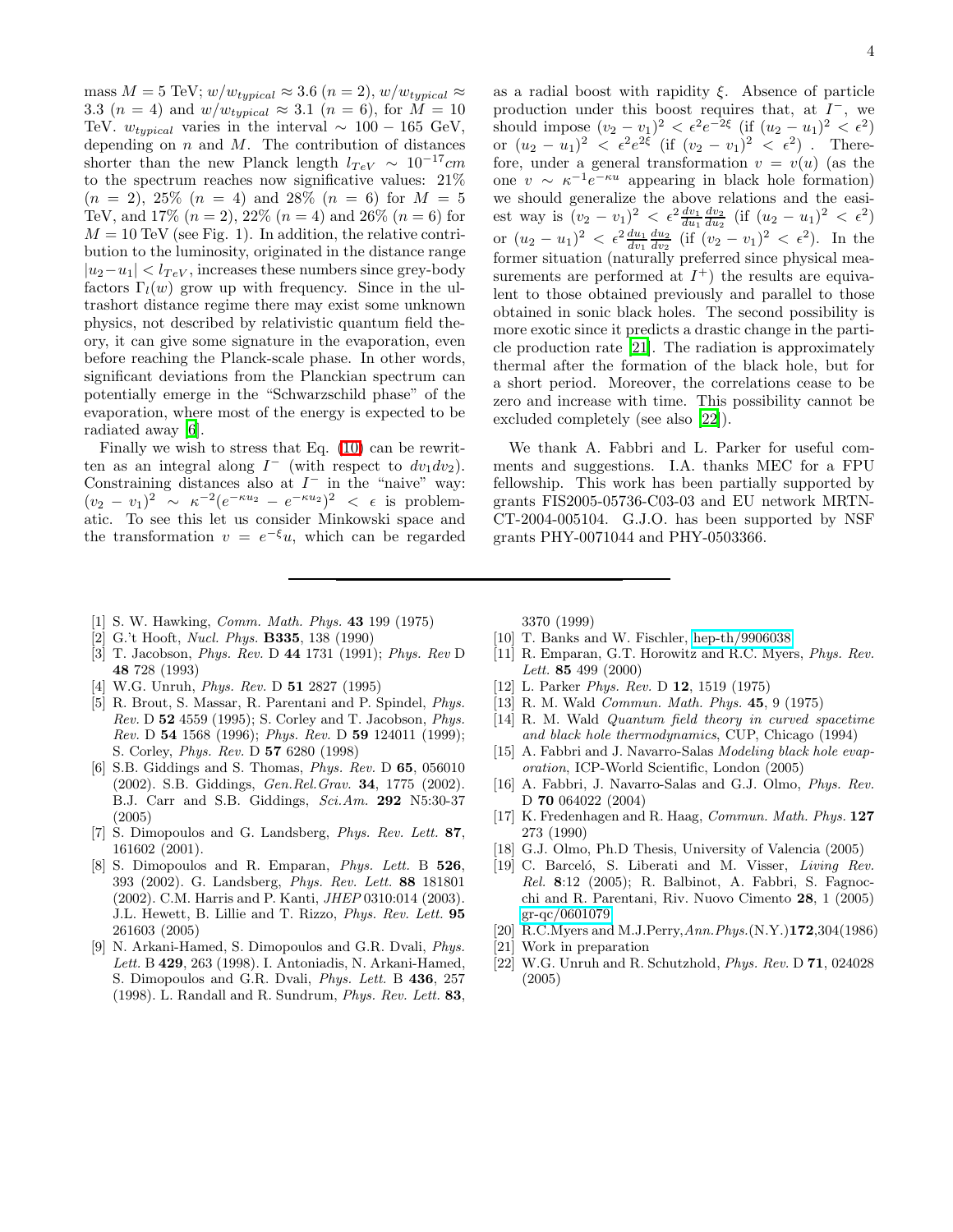mass $M = 5$ TeV; $w/w_{typical} \approx 3.6$ ($n = 2$), $w/w_{typical} \approx 3.3$ ($n = 4$) and $w/w_{typical} \approx 3.1$ ($n = 6$), for $M = 10$ TeV. $w_{typical}$ varies in the interval $\sim 100 - 165$ GeV, depending on $n$ and $M$. The contribution of distances shorter than the new Planck length $l_{TeV} \sim 10^{-17}cm$ to the spectrum reaches now significative values: 21% ($n = 2$), 25% ($n = 4$) and 28% ($n = 6$) for $M = 5$ TeV, and 17% ($n = 2$), 22% ($n = 4$) and 26% ($n = 6$) for $M = 10$ TeV (see Fig. 1). In addition, the relative contribution to the luminosity, originated in the distance range $|u_2 - u_1| < l_{TeV}$, increases these numbers since grey-body factors $\Gamma_l(w)$ grow up with frequency. Since in the ultrashort distance regime there may exist some unknown physics, not described by relativistic quantum field theory, it can give some signature in the evaporation, even before reaching the Planck-scale phase. In other words, significant deviations from the Planckian spectrum can potentially emerge in the "Schwarzschild phase" of the evaporation, where most of the energy is expected to be radiated away [6].

Finally we wish to stress that Eq. (10) can be rewritten as an integral along $I^-$ (with respect to $dv_1 dv_2$). Constraining distances also at $I^-$ in the "naive" way: $(v_2 - v_1)^2 \sim \kappa^{-2}(e^{-\kappa u_2} - e^{-\kappa u_2})^2 < \epsilon$ is problematic. To see this let us consider Minkowski space and the transformation $v = e^{-\xi}u$, which can be regarded as a radial boost with rapidity $\xi$. Absence of particle production under this boost requires that, at $I^-$, we should impose $(v_2 - v_1)^2 < \epsilon^2 e^{-2\xi}$ (if $(u_2 - u_1)^2 < \epsilon^2$) or $(u_2 - u_1)^2 < \epsilon^2 e^{2\xi}$ (if $(v_2 - v_1)^2 < \epsilon^2$) . Therefore, under a general transformation $v = v(u)$ (as the one $v \sim \kappa^{-1}e^{-\kappa u}$ appearing in black hole formation) we should generalize the above relations and the easiest way is $(v_2 - v_1)^2 < \epsilon^2 \frac{dv_1}{du_1}\frac{dv_2}{du_2}$ (if $(u_2 - u_1)^2 < \epsilon^2$) or $(u_2 - u_1)^2 < \epsilon^2 \frac{du_1}{dv_1}\frac{du_2}{dv_2}$ (if $(v_2 - v_1)^2 < \epsilon^2$). In the former situation (naturally preferred since physical measurements are performed at $I^+$) the results are equivalent to those obtained previously and parallel to those obtained in sonic black holes. The second possibility is more exotic since it predicts a drastic change in the particle production rate [21]. The radiation is approximately thermal after the formation of the black hole, but for a short period. Moreover, the correlations cease to be zero and increase with time. This possibility cannot be excluded completely (see also [22]).

We thank A. Fabbri and L. Parker for useful comments and suggestions. I.A. thanks MEC for a FPU fellowship. This work has been partially supported by grants FIS2005-05736-C03-03 and EU network MRTN-CT-2004-005104. G.J.O. has been supported by NSF grants PHY-0071044 and PHY-0503366.

---

[1] S. W. Hawking, *Comm. Math. Phys.* **43** 199 (1975)

[2] G.'t Hooft, *Nucl. Phys.* **B335**, 138 (1990)

[3] T. Jacobson, *Phys. Rev.* D **44** 1731 (1991); *Phys. Rev* D **48** 728 (1993)

[4] W.G. Unruh, *Phys. Rev.* D **51** 2827 (1995)

[5] R. Brout, S. Massar, R. Parentani and P. Spindel, *Phys. Rev.* D **52** 4559 (1995); S. Corley and T. Jacobson, *Phys. Rev.* D **54** 1568 (1996); *Phys. Rev.* D **59** 124011 (1999); S. Corley, *Phys. Rev.* D **57** 6280 (1998)

[6] S.B. Giddings and S. Thomas, *Phys. Rev.* D **65**, 056010 (2002). S.B. Giddings, *Gen.Rel.Grav.* **34**, 1775 (2002). B.J. Carr and S.B. Giddings, *Sci.Am.* **292** N5:30-37 (2005)

[7] S. Dimopoulos and G. Landsberg, *Phys. Rev. Lett.* **87**, 161602 (2001).

[8] S. Dimopoulos and R. Emparan, *Phys. Lett.* B **526**, 393 (2002). G. Landsberg, *Phys. Rev. Lett.* **88** 181801 (2002). C.M. Harris and P. Kanti, *JHEP* 0310:014 (2003). J.L. Hewett, B. Lillie and T. Rizzo, *Phys. Rev. Lett.* **95** 261603 (2005)

[9] N. Arkani-Hamed, S. Dimopoulos and G.R. Dvali, *Phys. Lett.* B **429**, 263 (1998). I. Antoniadis, N. Arkani-Hamed, S. Dimopoulos and G.R. Dvali, *Phys. Lett.* B **436**, 257 (1998). L. Randall and R. Sundrum, *Phys. Rev. Lett.* **83**, 3370 (1999)

[10] T. Banks and W. Fischler, hep-th/9906038

[11] R. Emparan, G.T. Horowitz and R.C. Myers, *Phys. Rev. Lett.* **85** 499 (2000)

[12] L. Parker *Phys. Rev.* D **12**, 1519 (1975)

[13] R. M. Wald *Commun. Math. Phys.* **45**, 9 (1975)

[14] R. M. Wald *Quantum field theory in curved spacetime and black hole thermodynamics*, CUP, Chicago (1994)

[15] A. Fabbri and J. Navarro-Salas *Modeling black hole evaporation*, ICP-World Scientific, London (2005)

[16] A. Fabbri, J. Navarro-Salas and G.J. Olmo, *Phys. Rev.* D **70** 064022 (2004)

[17] K. Fredenhagen and R. Haag, *Commun. Math. Phys.* **127** 273 (1990)

[18] G.J. Olmo, Ph.D Thesis, University of Valencia (2005)

[19] C. Barceló, S. Liberati and M. Visser, *Living Rev. Rel.* **8**:12 (2005); R. Balbinot, A. Fabbri, S. Fagnocchi and R. Parentani, Riv. Nuovo Cimento **28**, 1 (2005) gr-qc/0601079

[20] R.C.Myers and M.J.Perry,*Ann.Phys.*(N.Y.)**172**,304(1986)

[21] Work in preparation

[22] W.G. Unruh and R. Schutzhold, *Phys. Rev.* D **71**, 024028 (2005)